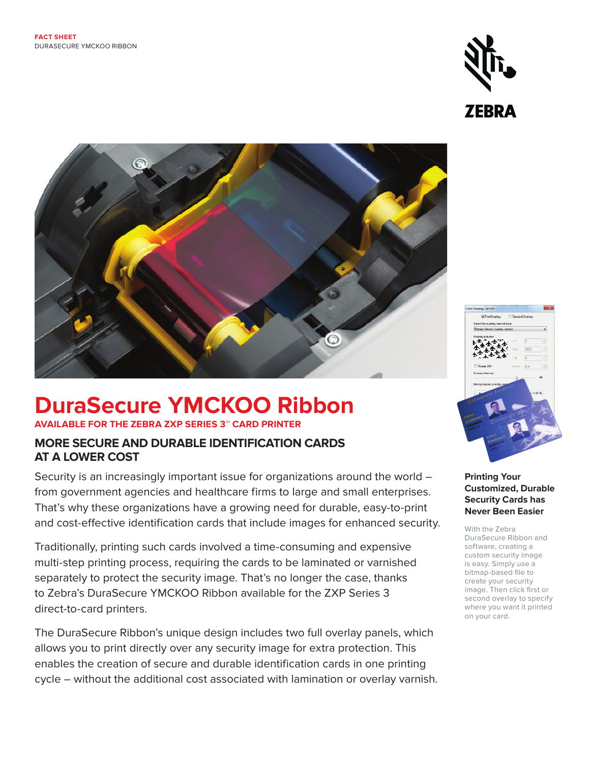FACT SHEET
DURASECURE YMCKOO RIBBON

# DuraSecure YMCKOO Ribbon

**AVAILABLE FOR THE ZEBRA ZXP SERIES 3™ CARD PRINTER**

## MORE SECURE AND DURABLE IDENTIFICATION CARDS AT A LOWER COST

Security is an increasingly important issue for organizations around the world – from government agencies and healthcare firms to large and small enterprises. That's why these organizations have a growing need for durable, easy-to-print and cost-effective identification cards that include images for enhanced security.

Traditionally, printing such cards involved a time-consuming and expensive multi-step printing process, requiring the cards to be laminated or varnished separately to protect the security image. That's no longer the case, thanks to Zebra's DuraSecure YMCKOO Ribbon available for the ZXP Series 3 direct-to-card printers.

The DuraSecure Ribbon's unique design includes two full overlay panels, which allows you to print directly over any security image for extra protection. This enables the creation of secure and durable identification cards in one printing cycle – without the additional cost associated with lamination or overlay varnish.

### Printing Your Customized, Durable Security Cards has Never Been Easier

With the Zebra DuraSecure Ribbon and software, creating a custom security image is easy. Simply use a bitmap-based file to create your security image. Then click first or second overlay to specify where you want it printed on your card.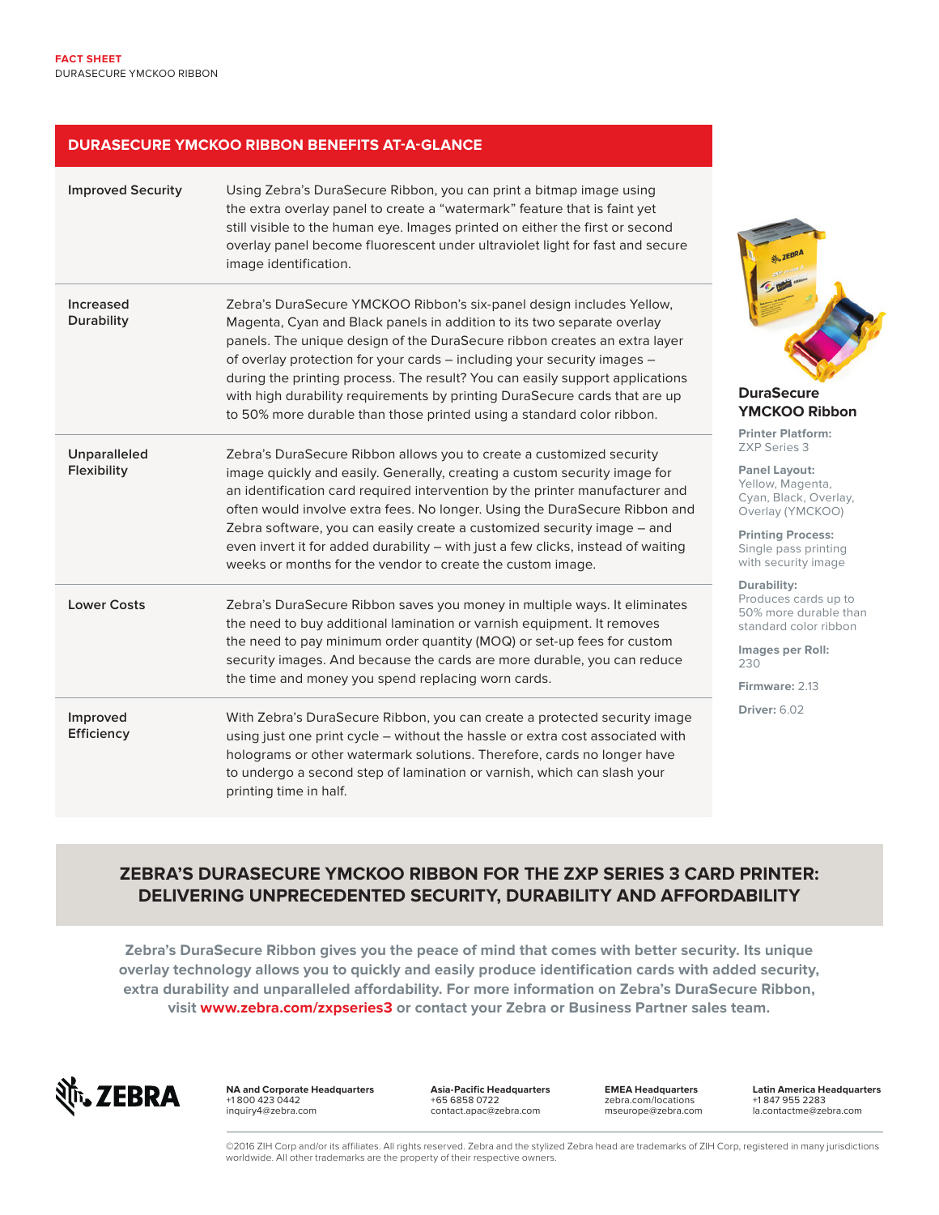## DURASECURE YMCKOO RIBBON BENEFITS AT-A-GLANCE

| | |
|---|---|
| **Improved Security** | Using Zebra's DuraSecure Ribbon, you can print a bitmap image using the extra overlay panel to create a "watermark" feature that is faint yet still visible to the human eye. Images printed on either the first or second overlay panel become fluorescent under ultraviolet light for fast and secure image identification. |
| **Increased Durability** | Zebra's DuraSecure YMCKOO Ribbon's six-panel design includes Yellow, Magenta, Cyan and Black panels in addition to its two separate overlay panels. The unique design of the DuraSecure ribbon creates an extra layer of overlay protection for your cards – including your security images – during the printing process. The result? You can easily support applications with high durability requirements by printing DuraSecure cards that are up to 50% more durable than those printed using a standard color ribbon. |
| **Unparalleled Flexibility** | Zebra's DuraSecure Ribbon allows you to create a customized security image quickly and easily. Generally, creating a custom security image for an identification card required intervention by the printer manufacturer and often would involve extra fees. No longer. Using the DuraSecure Ribbon and Zebra software, you can easily create a customized security image – and even invert it for added durability – with just a few clicks, instead of waiting weeks or months for the vendor to create the custom image. |
| **Lower Costs** | Zebra's DuraSecure Ribbon saves you money in multiple ways. It eliminates the need to buy additional lamination or varnish equipment. It removes the need to pay minimum order quantity (MOQ) or set-up fees for custom security images. And because the cards are more durable, you can reduce the time and money you spend replacing worn cards. |
| **Improved Efficiency** | With Zebra's DuraSecure Ribbon, you can create a protected security image using just one print cycle – without the hassle or extra cost associated with holograms or other watermark solutions. Therefore, cards no longer have to undergo a second step of lamination or varnish, which can slash your printing time in half. |

### DuraSecure YMCKOO Ribbon

**Printer Platform:** ZXP Series 3

**Panel Layout:** Yellow, Magenta, Cyan, Black, Overlay, Overlay (YMCKOO)

**Printing Process:** Single pass printing with security image

**Durability:** Produces cards up to 50% more durable than standard color ribbon

**Images per Roll:** 230

**Firmware:** 2.13

**Driver:** 6.02

## ZEBRA'S DURASECURE YMCKOO RIBBON FOR THE ZXP SERIES 3 CARD PRINTER: DELIVERING UNPRECEDENTED SECURITY, DURABILITY AND AFFORDABILITY

**Zebra's DuraSecure Ribbon gives you the peace of mind that comes with better security. Its unique overlay technology allows you to quickly and easily produce identification cards with added security, extra durability and unparalleled affordability. For more information on Zebra's DuraSecure Ribbon, visit www.zebra.com/zxpseries3 or contact your Zebra or Business Partner sales team.**

**NA and Corporate Headquarters**
+1 800 423 0442
inquiry4@zebra.com

**Asia-Pacific Headquarters**
+65 6858 0722
contact.apac@zebra.com

**EMEA Headquarters**
zebra.com/locations
mseurope@zebra.com

**Latin America Headquarters**
+1 847 955 2283
la.contactme@zebra.com

©2016 ZIH Corp and/or its affiliates. All rights reserved. Zebra and the stylized Zebra head are trademarks of ZIH Corp, registered in many jurisdictions worldwide. All other trademarks are the property of their respective owners.